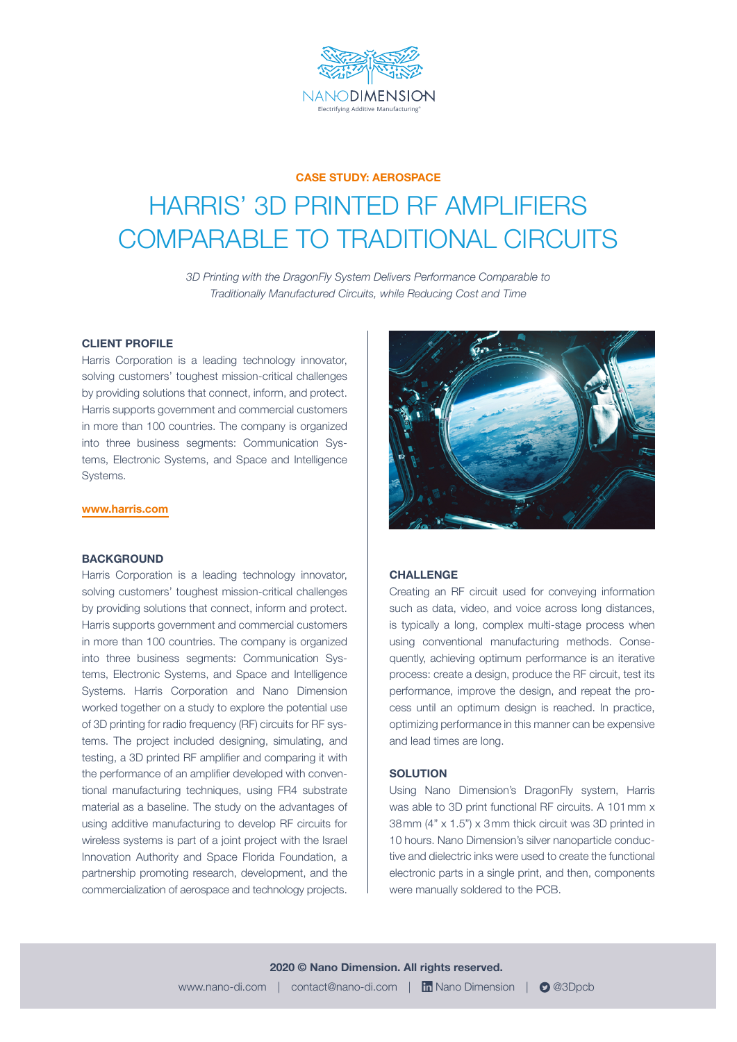NANODIMENSION
Electrifying Additive Manufacturing®

**CASE STUDY: AEROSPACE**

# HARRIS' 3D PRINTED RF AMPLIFIERS COMPARABLE TO TRADITIONAL CIRCUITS

*3D Printing with the DragonFly System Delivers Performance Comparable to Traditionally Manufactured Circuits, while Reducing Cost and Time*

## CLIENT PROFILE

Harris Corporation is a leading technology innovator, solving customers' toughest mission-critical challenges by providing solutions that connect, inform, and protect. Harris supports government and commercial customers in more than 100 countries. The company is organized into three business segments: Communication Systems, Electronic Systems, and Space and Intelligence Systems.

**www.harris.com**

## BACKGROUND

Harris Corporation is a leading technology innovator, solving customers' toughest mission-critical challenges by providing solutions that connect, inform and protect. Harris supports government and commercial customers in more than 100 countries. The company is organized into three business segments: Communication Systems, Electronic Systems, and Space and Intelligence Systems. Harris Corporation and Nano Dimension worked together on a study to explore the potential use of 3D printing for radio frequency (RF) circuits for RF systems. The project included designing, simulating, and testing, a 3D printed RF amplifier and comparing it with the performance of an amplifier developed with conventional manufacturing techniques, using FR4 substrate material as a baseline. The study on the advantages of using additive manufacturing to develop RF circuits for wireless systems is part of a joint project with the Israel Innovation Authority and Space Florida Foundation, a partnership promoting research, development, and the commercialization of aerospace and technology projects.

## CHALLENGE

Creating an RF circuit used for conveying information such as data, video, and voice across long distances, is typically a long, complex multi-stage process when using conventional manufacturing methods. Consequently, achieving optimum performance is an iterative process: create a design, produce the RF circuit, test its performance, improve the design, and repeat the process until an optimum design is reached. In practice, optimizing performance in this manner can be expensive and lead times are long.

## SOLUTION

Using Nano Dimension's DragonFly system, Harris was able to 3D print functional RF circuits. A 101 mm x 38 mm (4" x 1.5") x 3 mm thick circuit was 3D printed in 10 hours. Nano Dimension's silver nanoparticle conductive and dielectric inks were used to create the functional electronic parts in a single print, and then, components were manually soldered to the PCB.

**2020 © Nano Dimension. All rights reserved.**

www.nano-di.com | contact@nano-di.com | Nano Dimension | @3Dpcb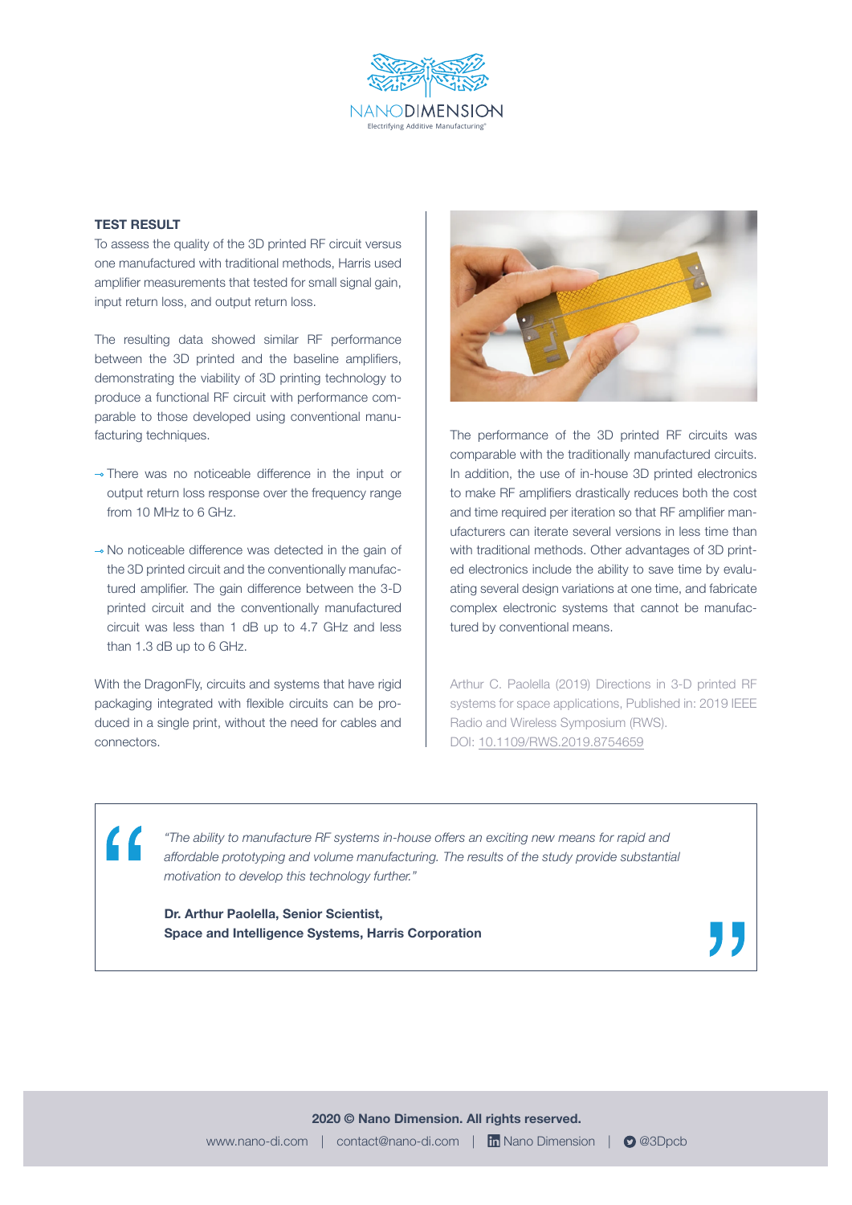### TEST RESULT

To assess the quality of the 3D printed RF circuit versus one manufactured with traditional methods, Harris used amplifier measurements that tested for small signal gain, input return loss, and output return loss.

The resulting data showed similar RF performance between the 3D printed and the baseline amplifiers, demonstrating the viability of 3D printing technology to produce a functional RF circuit with performance comparable to those developed using conventional manufacturing techniques.

- There was no noticeable difference in the input or output return loss response over the frequency range from 10 MHz to 6 GHz.
- No noticeable difference was detected in the gain of the 3D printed circuit and the conventionally manufactured amplifier. The gain difference between the 3-D printed circuit and the conventionally manufactured circuit was less than 1 dB up to 4.7 GHz and less than 1.3 dB up to 6 GHz.

With the DragonFly, circuits and systems that have rigid packaging integrated with flexible circuits can be produced in a single print, without the need for cables and connectors.

The performance of the 3D printed RF circuits was comparable with the traditionally manufactured circuits. In addition, the use of in-house 3D printed electronics to make RF amplifiers drastically reduces both the cost and time required per iteration so that RF amplifier manufacturers can iterate several versions in less time than with traditional methods. Other advantages of 3D printed electronics include the ability to save time by evaluating several design variations at one time, and fabricate complex electronic systems that cannot be manufactured by conventional means.

Arthur C. Paolella (2019) Directions in 3-D printed RF systems for space applications, Published in: 2019 IEEE Radio and Wireless Symposium (RWS). DOI: 10.1109/RWS.2019.8754659

> *"The ability to manufacture RF systems in-house offers an exciting new means for rapid and affordable prototyping and volume manufacturing. The results of the study provide substantial motivation to develop this technology further."*
>
> **Dr. Arthur Paolella, Senior Scientist,**
> **Space and Intelligence Systems, Harris Corporation**

**2020 © Nano Dimension. All rights reserved.**

www.nano-di.com | contact@nano-di.com | Nano Dimension | @3Dpcb